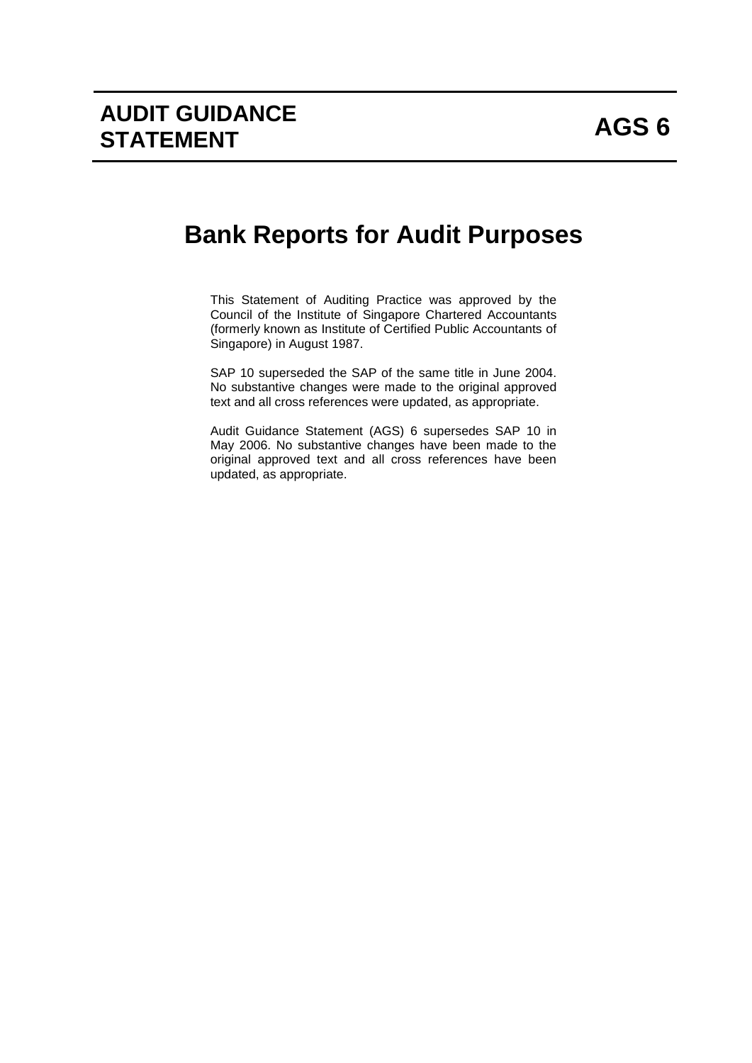# AUDIT GUIDANCE STATEMENT AGS 6

# Bank Reports for Audit Purposes

This Statement of Auditing Practice was approved by the Council of the Institute of Singapore Chartered Accountants (formerly known as Institute of Certified Public Accountants of Singapore) in August 1987.

SAP 10 superseded the SAP of the same title in June 2004. No substantive changes were made to the original approved text and all cross references were updated, as appropriate.

Audit Guidance Statement (AGS) 6 supersedes SAP 10 in May 2006. No substantive changes have been made to the original approved text and all cross references have been updated, as appropriate.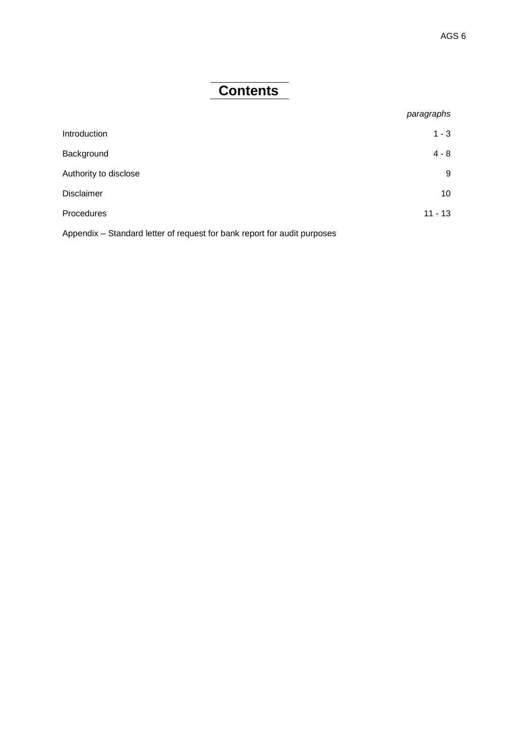# Contents

| | *paragraphs* |
|---|---|
| Introduction | 1 - 3 |
| Background | 4 - 8 |
| Authority to disclose | 9 |
| Disclaimer | 10 |
| Procedures | 11 - 13 |

Appendix – Standard letter of request for bank report for audit purposes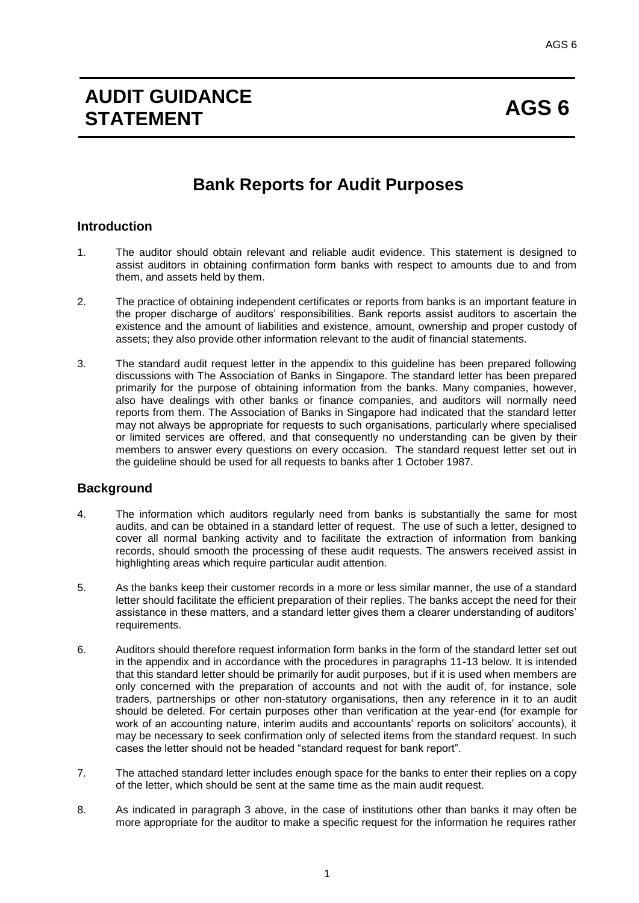# AUDIT GUIDANCE STATEMENT

# AGS 6

## Bank Reports for Audit Purposes

### Introduction

1. The auditor should obtain relevant and reliable audit evidence. This statement is designed to assist auditors in obtaining confirmation form banks with respect to amounts due to and from them, and assets held by them.

2. The practice of obtaining independent certificates or reports from banks is an important feature in the proper discharge of auditors' responsibilities. Bank reports assist auditors to ascertain the existence and the amount of liabilities and existence, amount, ownership and proper custody of assets; they also provide other information relevant to the audit of financial statements.

3. The standard audit request letter in the appendix to this guideline has been prepared following discussions with The Association of Banks in Singapore. The standard letter has been prepared primarily for the purpose of obtaining information from the banks. Many companies, however, also have dealings with other banks or finance companies, and auditors will normally need reports from them. The Association of Banks in Singapore had indicated that the standard letter may not always be appropriate for requests to such organisations, particularly where specialised or limited services are offered, and that consequently no understanding can be given by their members to answer every questions on every occasion. The standard request letter set out in the guideline should be used for all requests to banks after 1 October 1987.

### Background

4. The information which auditors regularly need from banks is substantially the same for most audits, and can be obtained in a standard letter of request. The use of such a letter, designed to cover all normal banking activity and to facilitate the extraction of information from banking records, should smooth the processing of these audit requests. The answers received assist in highlighting areas which require particular audit attention.

5. As the banks keep their customer records in a more or less similar manner, the use of a standard letter should facilitate the efficient preparation of their replies. The banks accept the need for their assistance in these matters, and a standard letter gives them a clearer understanding of auditors' requirements.

6. Auditors should therefore request information form banks in the form of the standard letter set out in the appendix and in accordance with the procedures in paragraphs 11-13 below. It is intended that this standard letter should be primarily for audit purposes, but if it is used when members are only concerned with the preparation of accounts and not with the audit of, for instance, sole traders, partnerships or other non-statutory organisations, then any reference in it to an audit should be deleted. For certain purposes other than verification at the year-end (for example for work of an accounting nature, interim audits and accountants' reports on solicitors' accounts), it may be necessary to seek confirmation only of selected items from the standard request. In such cases the letter should not be headed "standard request for bank report".

7. The attached standard letter includes enough space for the banks to enter their replies on a copy of the letter, which should be sent at the same time as the main audit request.

8. As indicated in paragraph 3 above, in the case of institutions other than banks it may often be more appropriate for the auditor to make a specific request for the information he requires rather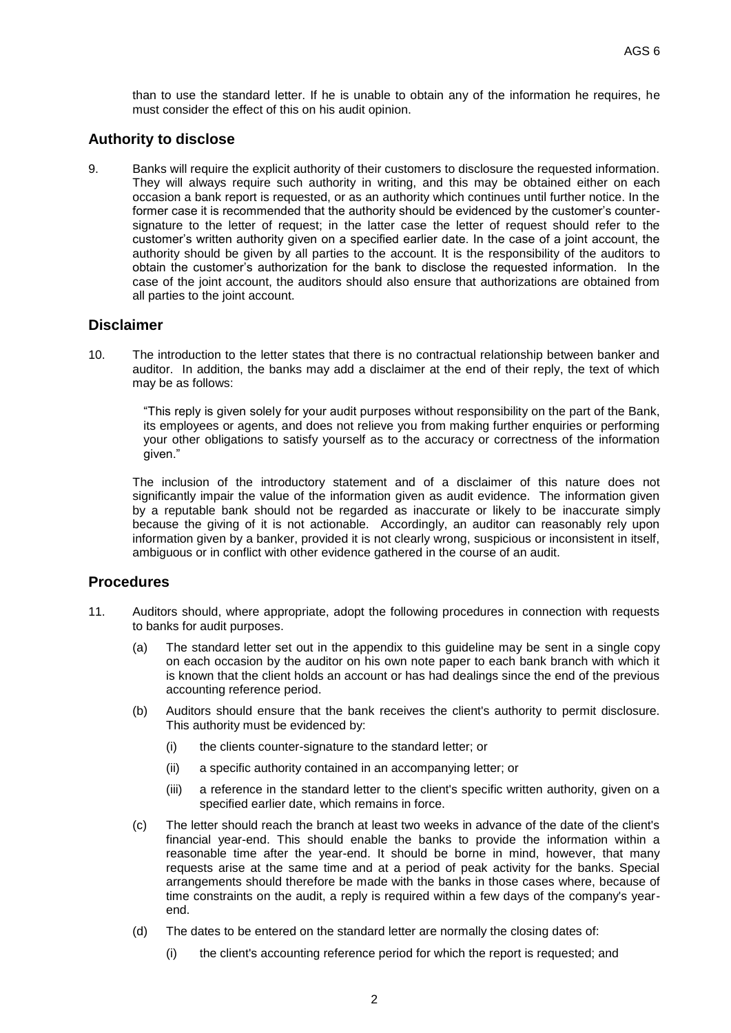than to use the standard letter. If he is unable to obtain any of the information he requires, he must consider the effect of this on his audit opinion.

## Authority to disclose

9. Banks will require the explicit authority of their customers to disclosure the requested information. They will always require such authority in writing, and this may be obtained either on each occasion a bank report is requested, or as an authority which continues until further notice. In the former case it is recommended that the authority should be evidenced by the customer's counter-signature to the letter of request; in the latter case the letter of request should refer to the customer's written authority given on a specified earlier date. In the case of a joint account, the authority should be given by all parties to the account. It is the responsibility of the auditors to obtain the customer's authorization for the bank to disclose the requested information. In the case of the joint account, the auditors should also ensure that authorizations are obtained from all parties to the joint account.

## Disclaimer

10. The introduction to the letter states that there is no contractual relationship between banker and auditor. In addition, the banks may add a disclaimer at the end of their reply, the text of which may be as follows:

    "This reply is given solely for your audit purposes without responsibility on the part of the Bank, its employees or agents, and does not relieve you from making further enquiries or performing your other obligations to satisfy yourself as to the accuracy or correctness of the information given."

    The inclusion of the introductory statement and of a disclaimer of this nature does not significantly impair the value of the information given as audit evidence. The information given by a reputable bank should not be regarded as inaccurate or likely to be inaccurate simply because the giving of it is not actionable. Accordingly, an auditor can reasonably rely upon information given by a banker, provided it is not clearly wrong, suspicious or inconsistent in itself, ambiguous or in conflict with other evidence gathered in the course of an audit.

## Procedures

11. Auditors should, where appropriate, adopt the following procedures in connection with requests to banks for audit purposes.

    (a) The standard letter set out in the appendix to this guideline may be sent in a single copy on each occasion by the auditor on his own note paper to each bank branch with which it is known that the client holds an account or has had dealings since the end of the previous accounting reference period.

    (b) Auditors should ensure that the bank receives the client's authority to permit disclosure. This authority must be evidenced by:

    (i) the clients counter-signature to the standard letter; or

    (ii) a specific authority contained in an accompanying letter; or

    (iii) a reference in the standard letter to the client's specific written authority, given on a specified earlier date, which remains in force.

    (c) The letter should reach the branch at least two weeks in advance of the date of the client's financial year-end. This should enable the banks to provide the information within a reasonable time after the year-end. It should be borne in mind, however, that many requests arise at the same time and at a period of peak activity for the banks. Special arrangements should therefore be made with the banks in those cases where, because of time constraints on the audit, a reply is required within a few days of the company's year-end.

    (d) The dates to be entered on the standard letter are normally the closing dates of:

    (i) the client's accounting reference period for which the report is requested; and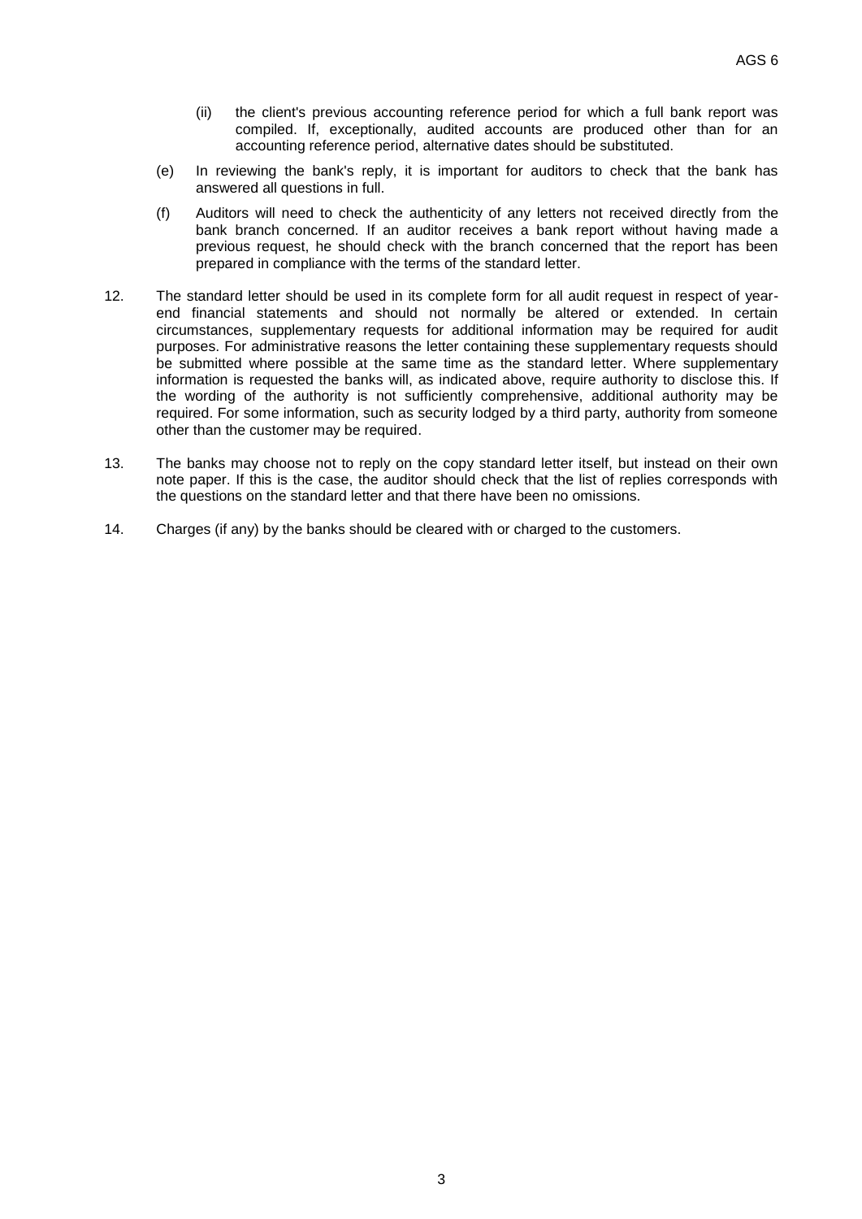(ii) the client's previous accounting reference period for which a full bank report was compiled. If, exceptionally, audited accounts are produced other than for an accounting reference period, alternative dates should be substituted.

(e) In reviewing the bank's reply, it is important for auditors to check that the bank has answered all questions in full.

(f) Auditors will need to check the authenticity of any letters not received directly from the bank branch concerned. If an auditor receives a bank report without having made a previous request, he should check with the branch concerned that the report has been prepared in compliance with the terms of the standard letter.

12. The standard letter should be used in its complete form for all audit request in respect of year-end financial statements and should not normally be altered or extended. In certain circumstances, supplementary requests for additional information may be required for audit purposes. For administrative reasons the letter containing these supplementary requests should be submitted where possible at the same time as the standard letter. Where supplementary information is requested the banks will, as indicated above, require authority to disclose this. If the wording of the authority is not sufficiently comprehensive, additional authority may be required. For some information, such as security lodged by a third party, authority from someone other than the customer may be required.

13. The banks may choose not to reply on the copy standard letter itself, but instead on their own note paper. If this is the case, the auditor should check that the list of replies corresponds with the questions on the standard letter and that there have been no omissions.

14. Charges (if any) by the banks should be cleared with or charged to the customers.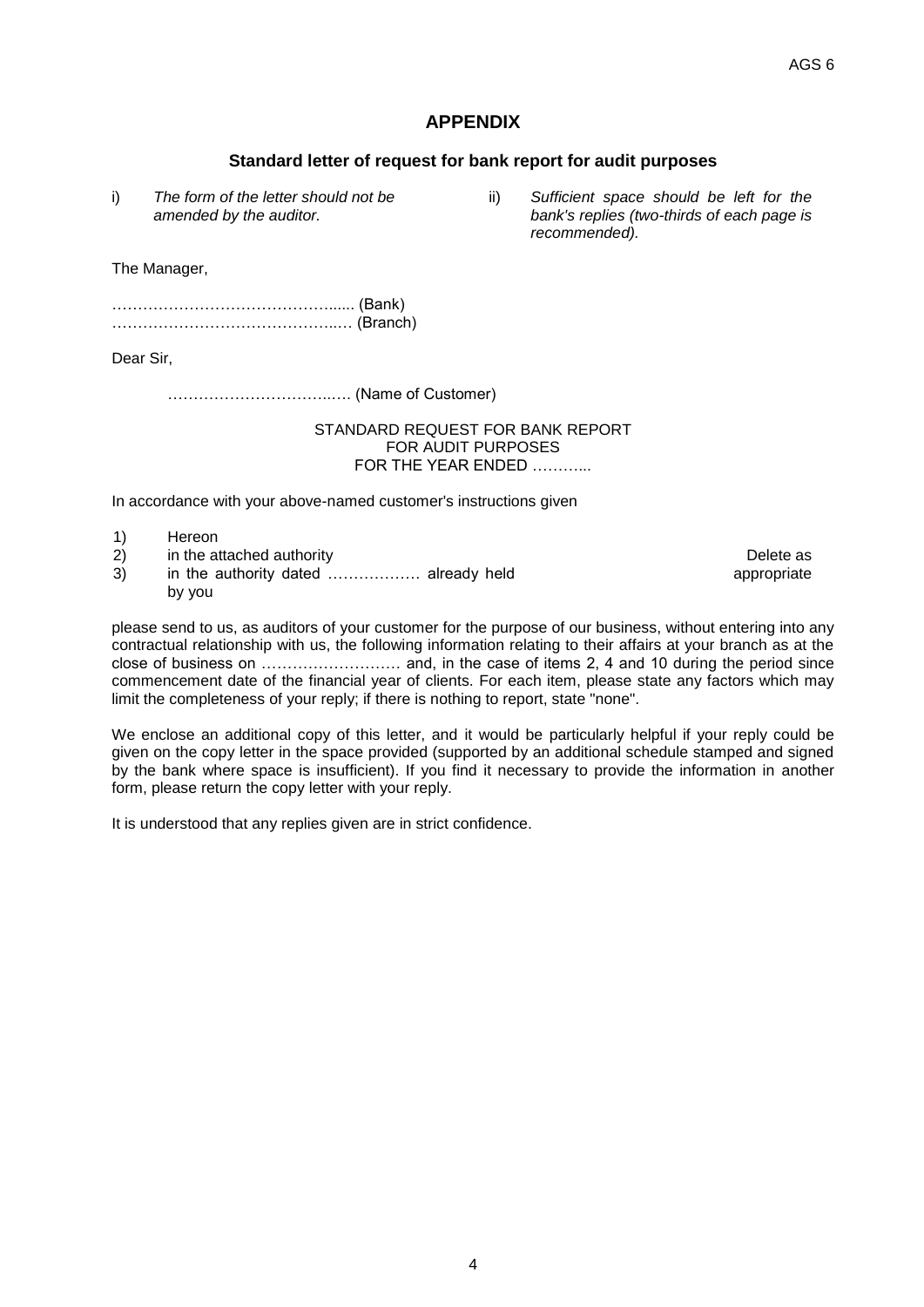## APPENDIX

### Standard letter of request for bank report for audit purposes

i) *The form of the letter should not be amended by the auditor.*

ii) *Sufficient space should be left for the bank's replies (two-thirds of each page is recommended).*

The Manager,

……………………………………...... (Bank)
……………………………………..… (Branch)

Dear Sir,

……………………………..…. (Name of Customer)

STANDARD REQUEST FOR BANK REPORT
FOR AUDIT PURPOSES
FOR THE YEAR ENDED ………..

In accordance with your above-named customer's instructions given

1) Hereon
2) in the attached authority
3) in the authority dated ……………… already held by you

Delete as appropriate

please send to us, as auditors of your customer for the purpose of our business, without entering into any contractual relationship with us, the following information relating to their affairs at your branch as at the close of business on ……………………… and, in the case of items 2, 4 and 10 during the period since commencement date of the financial year of clients. For each item, please state any factors which may limit the completeness of your reply; if there is nothing to report, state "none".

We enclose an additional copy of this letter, and it would be particularly helpful if your reply could be given on the copy letter in the space provided (supported by an additional schedule stamped and signed by the bank where space is insufficient). If you find it necessary to provide the information in another form, please return the copy letter with your reply.

It is understood that any replies given are in strict confidence.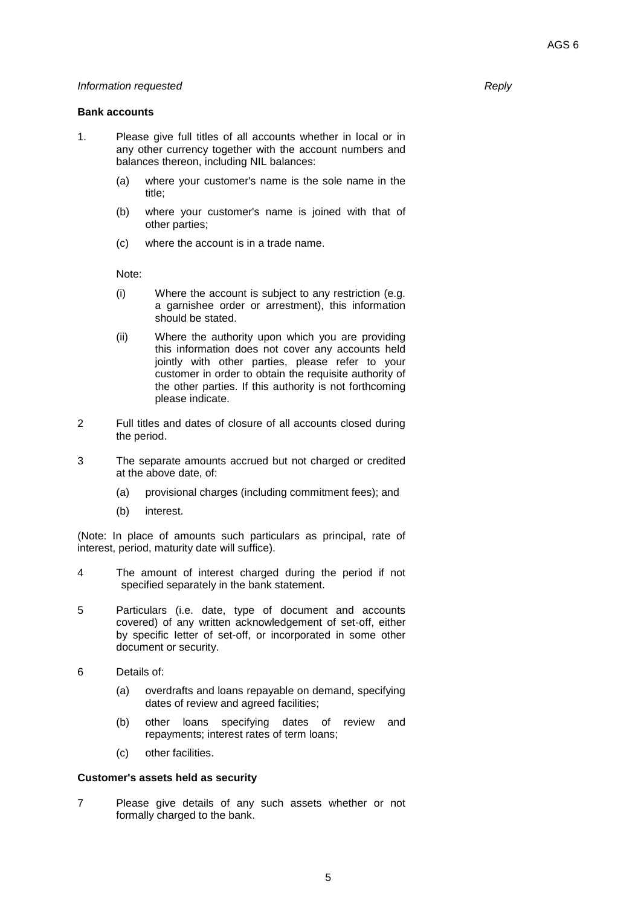*Information requested* *Reply*

**Bank accounts**

1. Please give full titles of all accounts whether in local or in any other currency together with the account numbers and balances thereon, including NIL balances:

   (a) where your customer's name is the sole name in the title;

   (b) where your customer's name is joined with that of other parties;

   (c) where the account is in a trade name.

   Note:

   (i) Where the account is subject to any restriction (e.g. a garnishee order or arrestment), this information should be stated.

   (ii) Where the authority upon which you are providing this information does not cover any accounts held jointly with other parties, please refer to your customer in order to obtain the requisite authority of the other parties. If this authority is not forthcoming please indicate.

2. Full titles and dates of closure of all accounts closed during the period.

3. The separate amounts accrued but not charged or credited at the above date, of:

   (a) provisional charges (including commitment fees); and

   (b) interest.

(Note: In place of amounts such particulars as principal, rate of interest, period, maturity date will suffice).

4. The amount of interest charged during the period if not specified separately in the bank statement.

5. Particulars (i.e. date, type of document and accounts covered) of any written acknowledgement of set-off, either by specific letter of set-off, or incorporated in some other document or security.

6. Details of:

   (a) overdrafts and loans repayable on demand, specifying dates of review and agreed facilities;

   (b) other loans specifying dates of review and repayments; interest rates of term loans;

   (c) other facilities.

**Customer's assets held as security**

7. Please give details of any such assets whether or not formally charged to the bank.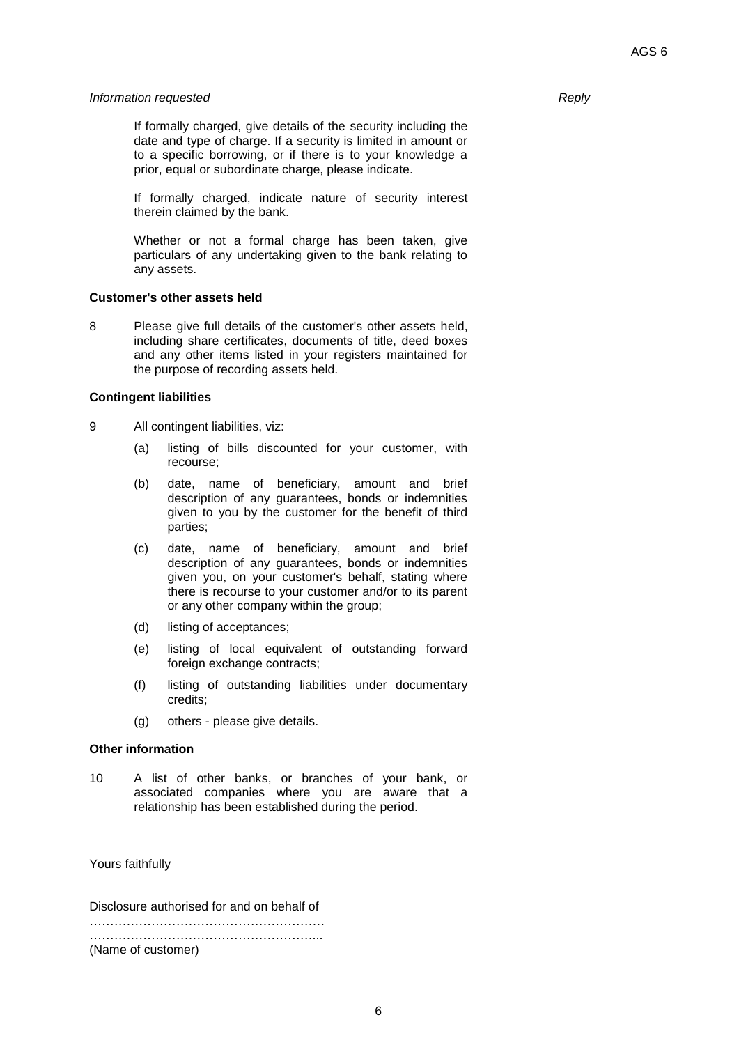*Information requested* *Reply*

If formally charged, give details of the security including the date and type of charge. If a security is limited in amount or to a specific borrowing, or if there is to your knowledge a prior, equal or subordinate charge, please indicate.

If formally charged, indicate nature of security interest therein claimed by the bank.

Whether or not a formal charge has been taken, give particulars of any undertaking given to the bank relating to any assets.

**Customer's other assets held**

8 Please give full details of the customer's other assets held, including share certificates, documents of title, deed boxes and any other items listed in your registers maintained for the purpose of recording assets held.

**Contingent liabilities**

9 All contingent liabilities, viz:

(a) listing of bills discounted for your customer, with recourse;

(b) date, name of beneficiary, amount and brief description of any guarantees, bonds or indemnities given to you by the customer for the benefit of third parties;

(c) date, name of beneficiary, amount and brief description of any guarantees, bonds or indemnities given you, on your customer's behalf, stating where there is recourse to your customer and/or to its parent or any other company within the group;

(d) listing of acceptances;

(e) listing of local equivalent of outstanding forward foreign exchange contracts;

(f) listing of outstanding liabilities under documentary credits;

(g) others - please give details.

**Other information**

10 A list of other banks, or branches of your bank, or associated companies where you are aware that a relationship has been established during the period.

Yours faithfully

Disclosure authorised for and on behalf of

…………………………………………………

………………………………………………..

(Name of customer)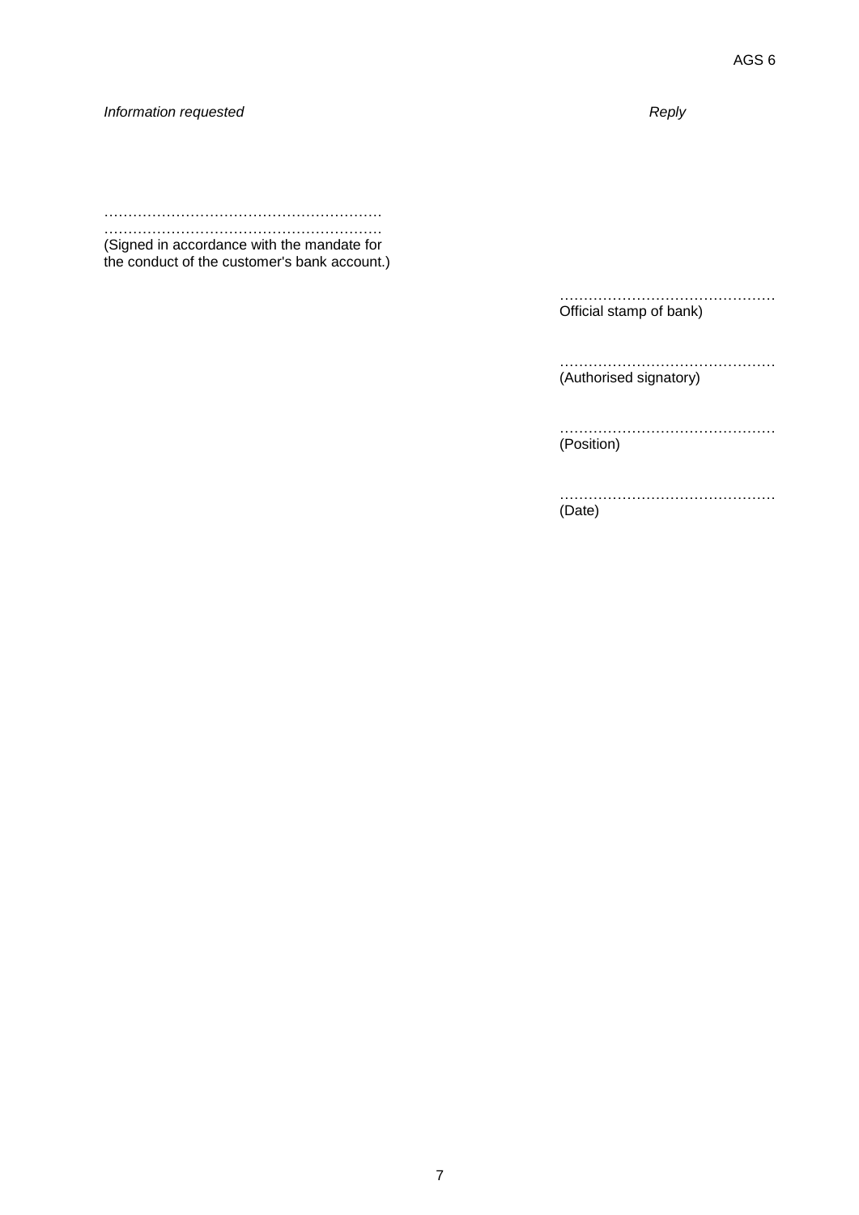*Information requested* *Reply*

……………………………………………………

……………………………………………………

(Signed in accordance with the mandate for the conduct of the customer's bank account.)

………………………………………

Official stamp of bank)

………………………………………

(Authorised signatory)

………………………………………

(Position)

………………………………………

(Date)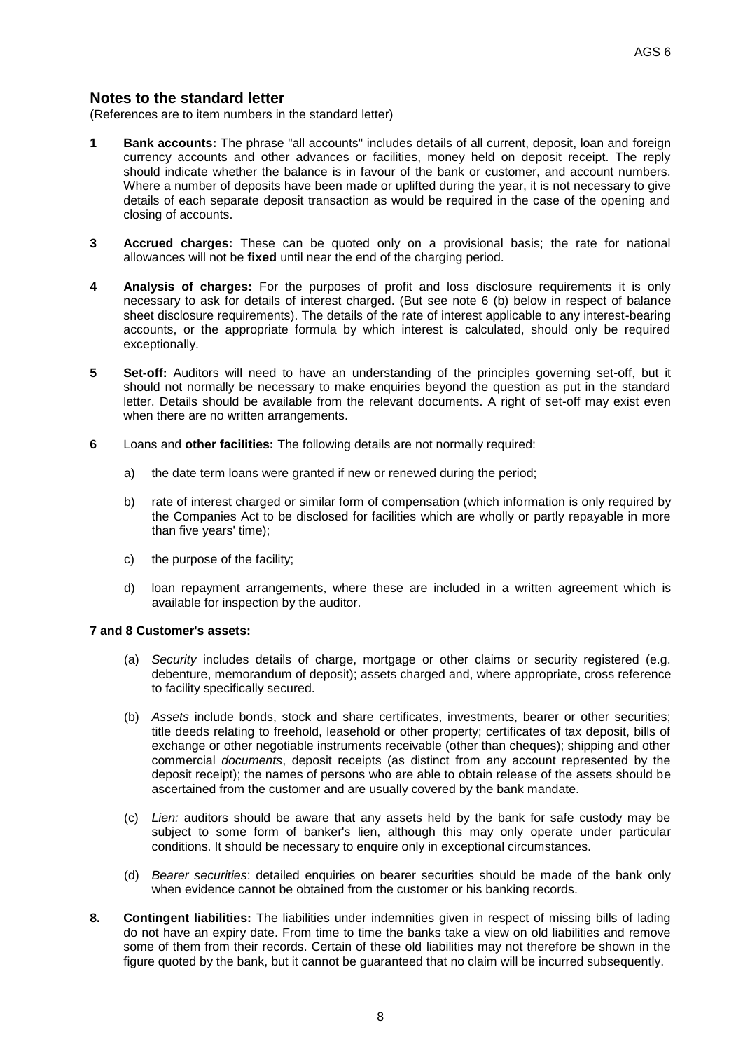## Notes to the standard letter

(References are to item numbers in the standard letter)

**1 Bank accounts:** The phrase "all accounts" includes details of all current, deposit, loan and foreign currency accounts and other advances or facilities, money held on deposit receipt. The reply should indicate whether the balance is in favour of the bank or customer, and account numbers. Where a number of deposits have been made or uplifted during the year, it is not necessary to give details of each separate deposit transaction as would be required in the case of the opening and closing of accounts.

**3 Accrued charges:** These can be quoted only on a provisional basis; the rate for national allowances will not be **fixed** until near the end of the charging period.

**4 Analysis of charges:** For the purposes of profit and loss disclosure requirements it is only necessary to ask for details of interest charged. (But see note 6 (b) below in respect of balance sheet disclosure requirements). The details of the rate of interest applicable to any interest-bearing accounts, or the appropriate formula by which interest is calculated, should only be required exceptionally.

**5 Set-off:** Auditors will need to have an understanding of the principles governing set-off, but it should not normally be necessary to make enquiries beyond the question as put in the standard letter. Details should be available from the relevant documents. A right of set-off may exist even when there are no written arrangements.

**6** Loans and **other facilities:** The following details are not normally required:

a) the date term loans were granted if new or renewed during the period;

b) rate of interest charged or similar form of compensation (which information is only required by the Companies Act to be disclosed for facilities which are wholly or partly repayable in more than five years' time);

c) the purpose of the facility;

d) loan repayment arrangements, where these are included in a written agreement which is available for inspection by the auditor.

**7 and 8 Customer's assets:**

(a) *Security* includes details of charge, mortgage or other claims or security registered (e.g. debenture, memorandum of deposit); assets charged and, where appropriate, cross reference to facility specifically secured.

(b) *Assets* include bonds, stock and share certificates, investments, bearer or other securities; title deeds relating to freehold, leasehold or other property; certificates of tax deposit, bills of exchange or other negotiable instruments receivable (other than cheques); shipping and other commercial *documents*, deposit receipts (as distinct from any account represented by the deposit receipt); the names of persons who are able to obtain release of the assets should be ascertained from the customer and are usually covered by the bank mandate.

(c) *Lien:* auditors should be aware that any assets held by the bank for safe custody may be subject to some form of banker's lien, although this may only operate under particular conditions. It should be necessary to enquire only in exceptional circumstances.

(d) *Bearer securities*: detailed enquiries on bearer securities should be made of the bank only when evidence cannot be obtained from the customer or his banking records.

**8. Contingent liabilities:** The liabilities under indemnities given in respect of missing bills of lading do not have an expiry date. From time to time the banks take a view on old liabilities and remove some of them from their records. Certain of these old liabilities may not therefore be shown in the figure quoted by the bank, but it cannot be guaranteed that no claim will be incurred subsequently.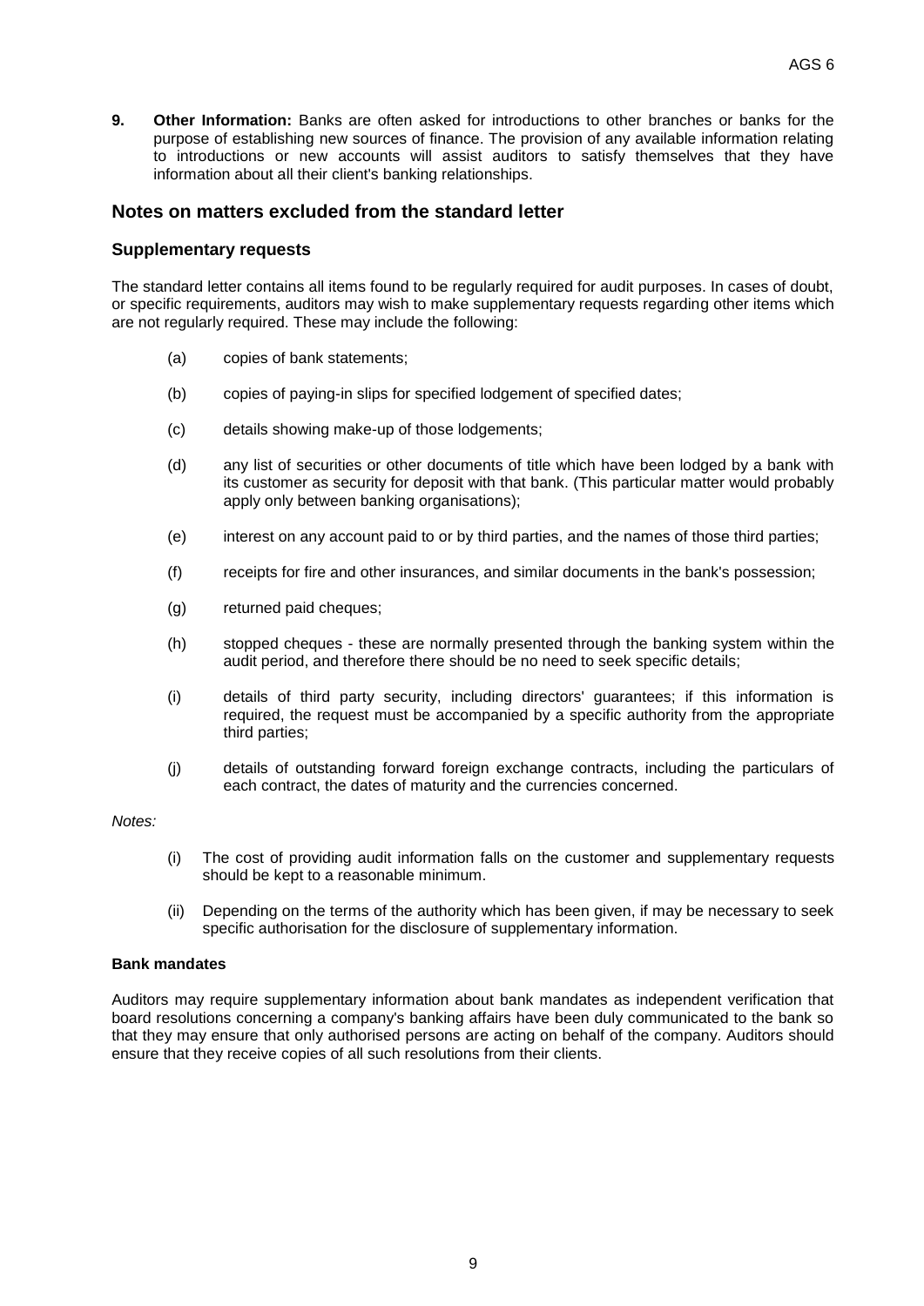**9. Other Information:** Banks are often asked for introductions to other branches or banks for the purpose of establishing new sources of finance. The provision of any available information relating to introductions or new accounts will assist auditors to satisfy themselves that they have information about all their client's banking relationships.

## Notes on matters excluded from the standard letter

### Supplementary requests

The standard letter contains all items found to be regularly required for audit purposes. In cases of doubt, or specific requirements, auditors may wish to make supplementary requests regarding other items which are not regularly required. These may include the following:

(a) copies of bank statements;

(b) copies of paying-in slips for specified lodgement of specified dates;

(c) details showing make-up of those lodgements;

(d) any list of securities or other documents of title which have been lodged by a bank with its customer as security for deposit with that bank. (This particular matter would probably apply only between banking organisations);

(e) interest on any account paid to or by third parties, and the names of those third parties;

(f) receipts for fire and other insurances, and similar documents in the bank's possession;

(g) returned paid cheques;

(h) stopped cheques - these are normally presented through the banking system within the audit period, and therefore there should be no need to seek specific details;

(i) details of third party security, including directors' guarantees; if this information is required, the request must be accompanied by a specific authority from the appropriate third parties;

(j) details of outstanding forward foreign exchange contracts, including the particulars of each contract, the dates of maturity and the currencies concerned.

*Notes:*

(i) The cost of providing audit information falls on the customer and supplementary requests should be kept to a reasonable minimum.

(ii) Depending on the terms of the authority which has been given, if may be necessary to seek specific authorisation for the disclosure of supplementary information.

**Bank mandates**

Auditors may require supplementary information about bank mandates as independent verification that board resolutions concerning a company's banking affairs have been duly communicated to the bank so that they may ensure that only authorised persons are acting on behalf of the company. Auditors should ensure that they receive copies of all such resolutions from their clients.